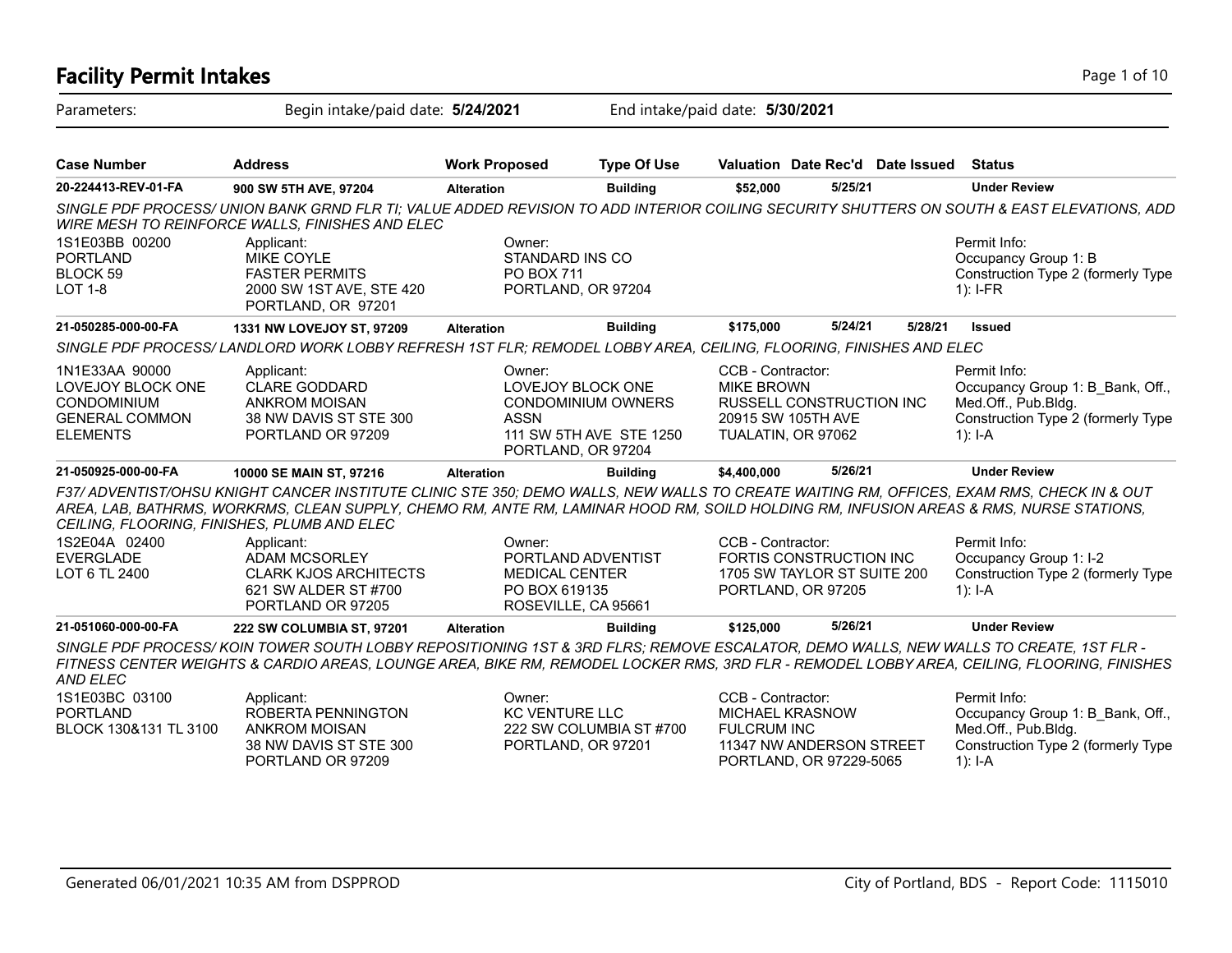# Facility Permit Intakes

Parameters: Begin intake/paid date: **5/24/2021** End intake/paid date: **5/30/2021**

| Case Number | Address | Work Proposed | Type Of Use | Valuation | Date Rec'd | Date Issued | Status |
|---|---|---|---|---|---|---|---|
| **20-224413-REV-01-FA** | **900 SW 5TH AVE, 97204** | **Alteration** | **Building** | **$52,000** | **5/25/21** | | **Under Review** |

*SINGLE PDF PROCESS/ UNION BANK GRND FLR TI; VALUE ADDED REVISION TO ADD INTERIOR COILING SECURITY SHUTTERS ON SOUTH & EAST ELEVATIONS, ADD WIRE MESH TO REINFORCE WALLS, FINISHES AND ELEC*

1S1E03BB 00200
PORTLAND
BLOCK 59
LOT 1-8

Applicant:
MIKE COYLE
FASTER PERMITS
2000 SW 1ST AVE, STE 420
PORTLAND, OR 97201

Owner:
STANDARD INS CO
PO BOX 711
PORTLAND, OR 97204

Permit Info:
Occupancy Group 1: B
Construction Type 2 (formerly Type 1): I-FR

| Case Number | Address | Work Proposed | Type Of Use | Valuation | Date Rec'd | Date Issued | Status |
|---|---|---|---|---|---|---|---|
| **21-050285-000-00-FA** | **1331 NW LOVEJOY ST, 97209** | **Alteration** | **Building** | **$175,000** | **5/24/21** | **5/28/21** | **Issued** |

*SINGLE PDF PROCESS/ LANDLORD WORK LOBBY REFRESH 1ST FLR; REMODEL LOBBY AREA, CEILING, FLOORING, FINISHES AND ELEC*

1N1E33AA 90000
LOVEJOY BLOCK ONE CONDOMINIUM
GENERAL COMMON ELEMENTS

Applicant:
CLARE GODDARD
ANKROM MOISAN
38 NW DAVIS ST STE 300
PORTLAND OR 97209

Owner:
LOVEJOY BLOCK ONE CONDOMINIUM OWNERS ASSN
111 SW 5TH AVE STE 1250
PORTLAND, OR 97204

CCB - Contractor:
MIKE BROWN
RUSSELL CONSTRUCTION INC
20915 SW 105TH AVE
TUALATIN, OR 97062

Permit Info:
Occupancy Group 1: B_Bank, Off., Med.Off., Pub.Bldg.
Construction Type 2 (formerly Type 1): I-A

| Case Number | Address | Work Proposed | Type Of Use | Valuation | Date Rec'd | Date Issued | Status |
|---|---|---|---|---|---|---|---|
| **21-050925-000-00-FA** | **10000 SE MAIN ST, 97216** | **Alteration** | **Building** | **$4,400,000** | **5/26/21** | | **Under Review** |

*F37/ ADVENTIST/OHSU KNIGHT CANCER INSTITUTE CLINIC STE 350; DEMO WALLS, NEW WALLS TO CREATE WAITING RM, OFFICES, EXAM RMS, CHECK IN & OUT AREA, LAB, BATHRMS, WORKRMS, CLEAN SUPPLY, CHEMO RM, ANTE RM, LAMINAR HOOD RM, SOILD HOLDING RM, INFUSION AREAS & RMS, NURSE STATIONS, CEILING, FLOORING, FINISHES, PLUMB AND ELEC*

1S2E04A 02400
EVERGLADE
LOT 6 TL 2400

Applicant:
ADAM MCSORLEY
CLARK KJOS ARCHITECTS
621 SW ALDER ST #700
PORTLAND OR 97205

Owner:
PORTLAND ADVENTIST MEDICAL CENTER
PO BOX 619135
ROSEVILLE, CA 95661

CCB - Contractor:
FORTIS CONSTRUCTION INC
1705 SW TAYLOR ST SUITE 200
PORTLAND, OR 97205

Permit Info:
Occupancy Group 1: I-2
Construction Type 2 (formerly Type 1): I-A

| Case Number | Address | Work Proposed | Type Of Use | Valuation | Date Rec'd | Date Issued | Status |
|---|---|---|---|---|---|---|---|
| **21-051060-000-00-FA** | **222 SW COLUMBIA ST, 97201** | **Alteration** | **Building** | **$125,000** | **5/26/21** | | **Under Review** |

*SINGLE PDF PROCESS/ KOIN TOWER SOUTH LOBBY REPOSITIONING 1ST & 3RD FLRS; REMOVE ESCALATOR, DEMO WALLS, NEW WALLS TO CREATE, 1ST FLR - FITNESS CENTER WEIGHTS & CARDIO AREAS, LOUNGE AREA, BIKE RM, REMODEL LOCKER RMS, 3RD FLR - REMODEL LOBBY AREA, CEILING, FLOORING, FINISHES AND ELEC*

1S1E03BC 03100
PORTLAND
BLOCK 130&131 TL 3100

Applicant:
ROBERTA PENNINGTON
ANKROM MOISAN
38 NW DAVIS ST STE 300
PORTLAND OR 97209

Owner:
KC VENTURE LLC
222 SW COLUMBIA ST #700
PORTLAND, OR 97201

CCB - Contractor:
MICHAEL KRASNOW
FULCRUM INC
11347 NW ANDERSON STREET
PORTLAND, OR 97229-5065

Permit Info:
Occupancy Group 1: B_Bank, Off., Med.Off., Pub.Bldg.
Construction Type 2 (formerly Type 1): I-A

Generated 06/01/2021 10:35 AM from DSPPROD

City of Portland, BDS - Report Code: 1115010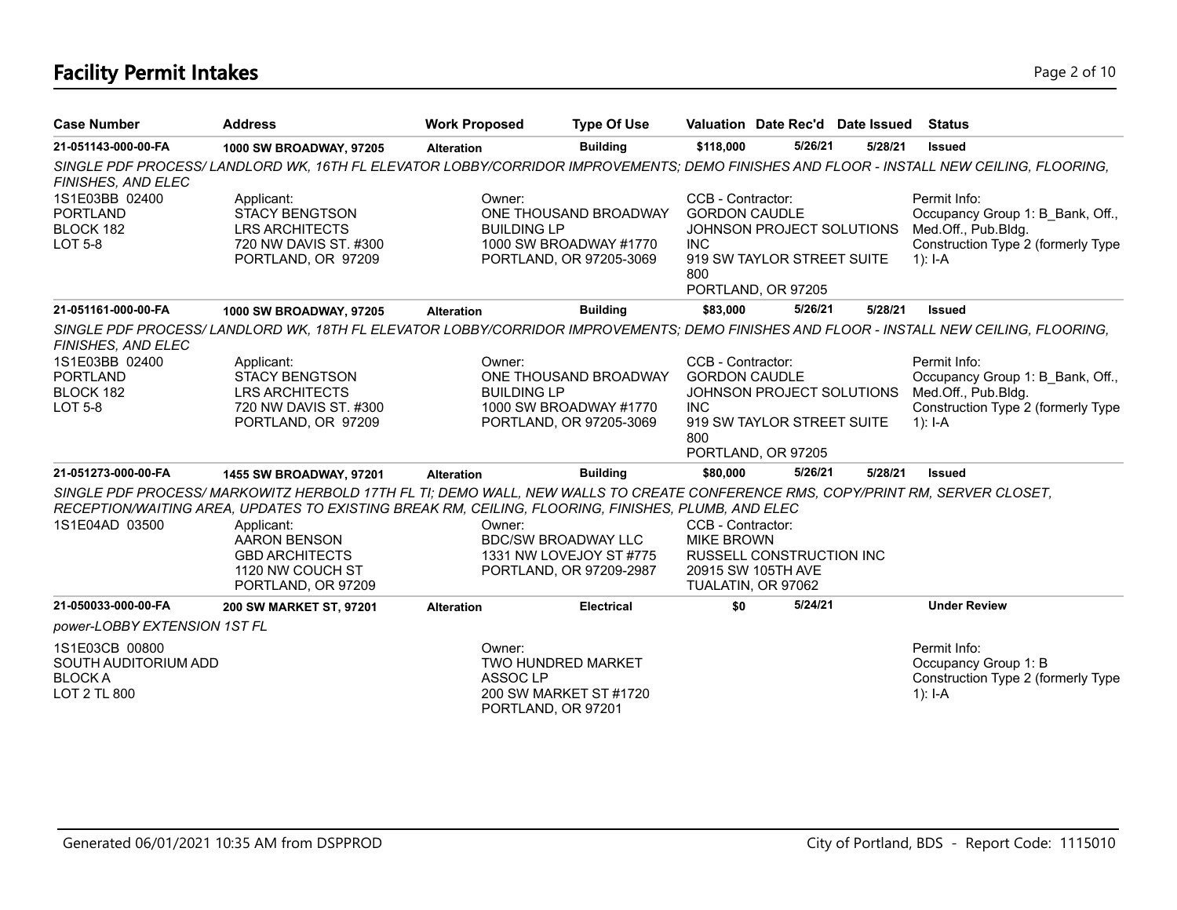# Facility Permit Intakes

| Case Number | Address | Work Proposed | Type Of Use | Valuation | Date Rec'd | Date Issued | Status |
|---|---|---|---|---|---|---|---|
| 21-051143-000-00-FA | 1000 SW BROADWAY, 97205 | Alteration | Building | $118,000 | 5/26/21 | 5/28/21 | Issued |

*SINGLE PDF PROCESS/ LANDLORD WK, 16TH FL ELEVATOR LOBBY/CORRIDOR IMPROVEMENTS; DEMO FINISHES AND FLOOR - INSTALL NEW CEILING, FLOORING, FINISHES, AND ELEC*

1S1E03BB 02400
PORTLAND
BLOCK 182
LOT 5-8

Applicant:
STACY BENGTSON
LRS ARCHITECTS
720 NW DAVIS ST. #300
PORTLAND, OR 97209

Owner:
ONE THOUSAND BROADWAY BUILDING LP
1000 SW BROADWAY #1770
PORTLAND, OR 97205-3069

CCB - Contractor:
GORDON CAUDLE
JOHNSON PROJECT SOLUTIONS INC
919 SW TAYLOR STREET SUITE 800
PORTLAND, OR 97205

Permit Info:
Occupancy Group 1: B_Bank, Off., Med.Off., Pub.Bldg.
Construction Type 2 (formerly Type 1): I-A

| Case Number | Address | Work Proposed | Type Of Use | Valuation | Date Rec'd | Date Issued | Status |
|---|---|---|---|---|---|---|---|
| 21-051161-000-00-FA | 1000 SW BROADWAY, 97205 | Alteration | Building | $83,000 | 5/26/21 | 5/28/21 | Issued |

*SINGLE PDF PROCESS/ LANDLORD WK, 18TH FL ELEVATOR LOBBY/CORRIDOR IMPROVEMENTS; DEMO FINISHES AND FLOOR - INSTALL NEW CEILING, FLOORING, FINISHES, AND ELEC*

1S1E03BB 02400
PORTLAND
BLOCK 182
LOT 5-8

Applicant:
STACY BENGTSON
LRS ARCHITECTS
720 NW DAVIS ST. #300
PORTLAND, OR 97209

Owner:
ONE THOUSAND BROADWAY BUILDING LP
1000 SW BROADWAY #1770
PORTLAND, OR 97205-3069

CCB - Contractor:
GORDON CAUDLE
JOHNSON PROJECT SOLUTIONS INC
919 SW TAYLOR STREET SUITE 800
PORTLAND, OR 97205

Permit Info:
Occupancy Group 1: B_Bank, Off., Med.Off., Pub.Bldg.
Construction Type 2 (formerly Type 1): I-A

| Case Number | Address | Work Proposed | Type Of Use | Valuation | Date Rec'd | Date Issued | Status |
|---|---|---|---|---|---|---|---|
| 21-051273-000-00-FA | 1455 SW BROADWAY, 97201 | Alteration | Building | $80,000 | 5/26/21 | 5/28/21 | Issued |

*SINGLE PDF PROCESS/ MARKOWITZ HERBOLD 17TH FL TI; DEMO WALL, NEW WALLS TO CREATE CONFERENCE RMS, COPY/PRINT RM, SERVER CLOSET, RECEPTION/WAITING AREA, UPDATES TO EXISTING BREAK RM, CEILING, FLOORING, FINISHES, PLUMB, AND ELEC*

1S1E04AD 03500

Applicant:
AARON BENSON
GBD ARCHITECTS
1120 NW COUCH ST
PORTLAND, OR 97209

Owner:
BDC/SW BROADWAY LLC
1331 NW LOVEJOY ST #775
PORTLAND, OR 97209-2987

CCB - Contractor:
MIKE BROWN
RUSSELL CONSTRUCTION INC
20915 SW 105TH AVE
TUALATIN, OR 97062

| Case Number | Address | Work Proposed | Type Of Use | Valuation | Date Rec'd | Date Issued | Status |
|---|---|---|---|---|---|---|---|
| 21-050033-000-00-FA | 200 SW MARKET ST, 97201 | Alteration | Electrical | $0 | 5/24/21 | | Under Review |

*power-LOBBY EXTENSION 1ST FL*

1S1E03CB 00800
SOUTH AUDITORIUM ADD
BLOCK A
LOT 2 TL 800

Owner:
TWO HUNDRED MARKET ASSOC LP
200 SW MARKET ST #1720
PORTLAND, OR 97201

Permit Info:
Occupancy Group 1: B
Construction Type 2 (formerly Type 1): I-A

Generated 06/01/2021 10:35 AM from DSPPROD

City of Portland, BDS - Report Code: 1115010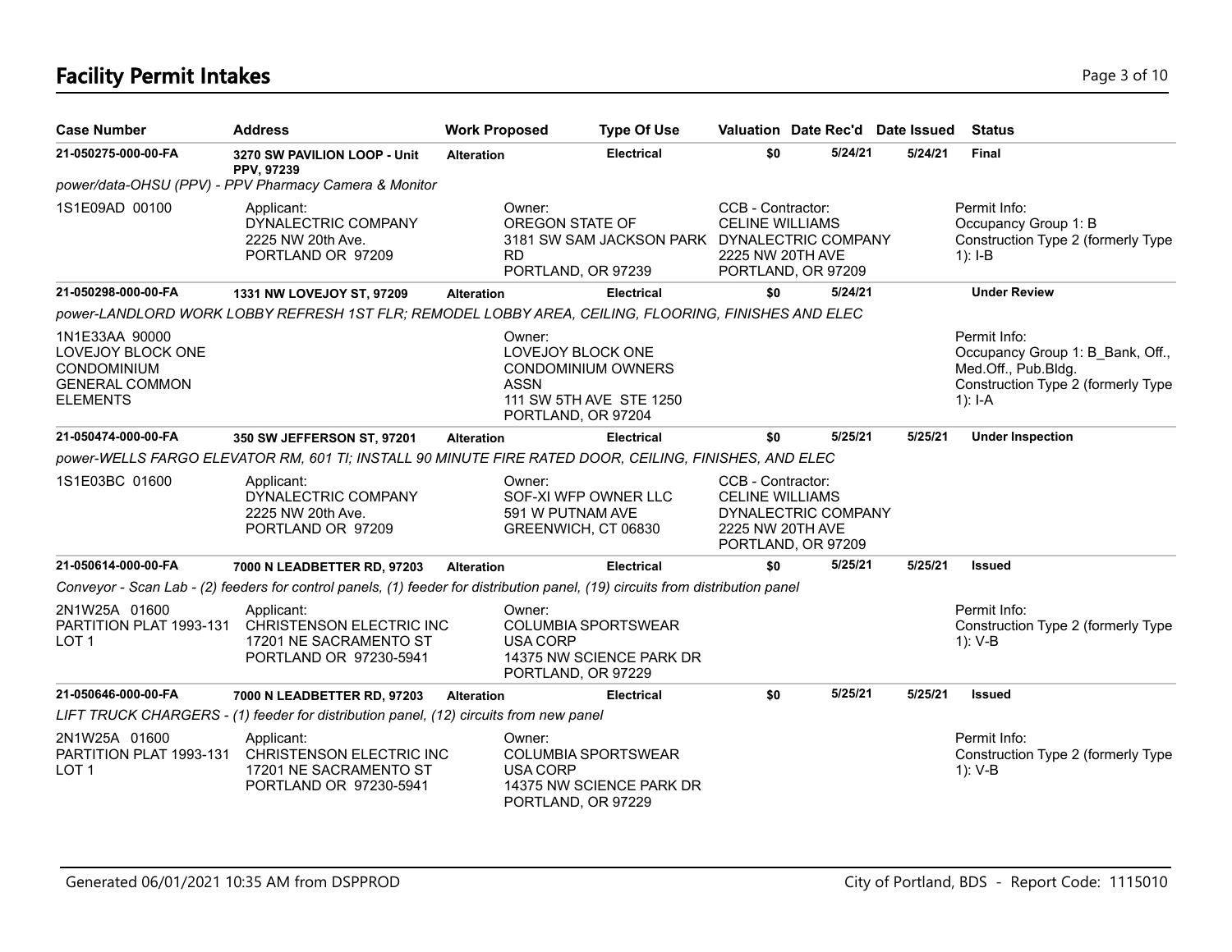## Facility Permit Intakes

| Case Number | Address | Work Proposed | Type Of Use | Valuation | Date Rec'd | Date Issued | Status |
|---|---|---|---|---|---|---|---|
| **21-050275-000-00-FA** | **3270 SW PAVILION LOOP - Unit PPV, 97239** | **Alteration** | **Electrical** | **$0** | **5/24/21** | **5/24/21** | **Final** |

*power/data-OHSU (PPV) - PPV Pharmacy Camera & Monitor*

1S1E09AD 00100

Applicant:
DYNALECTRIC COMPANY
2225 NW 20th Ave.
PORTLAND OR 97209

Owner:
OREGON STATE OF
3181 SW SAM JACKSON PARK RD
PORTLAND, OR 97239

CCB - Contractor:
CELINE WILLIAMS
DYNALECTRIC COMPANY
2225 NW 20TH AVE
PORTLAND, OR 97209

Permit Info:
Occupancy Group 1: B
Construction Type 2 (formerly Type 1): I-B

| Case Number | Address | Work Proposed | Type Of Use | Valuation | Date Rec'd | Date Issued | Status |
|---|---|---|---|---|---|---|---|
| **21-050298-000-00-FA** | **1331 NW LOVEJOY ST, 97209** | **Alteration** | **Electrical** | **$0** | **5/24/21** | | **Under Review** |

*power-LANDLORD WORK LOBBY REFRESH 1ST FLR; REMODEL LOBBY AREA, CEILING, FLOORING, FINISHES AND ELEC*

1N1E33AA 90000
LOVEJOY BLOCK ONE CONDOMINIUM
GENERAL COMMON ELEMENTS

Owner:
LOVEJOY BLOCK ONE CONDOMINIUM OWNERS ASSN
111 SW 5TH AVE STE 1250
PORTLAND, OR 97204

Permit Info:
Occupancy Group 1: B_Bank, Off., Med.Off., Pub.Bldg.
Construction Type 2 (formerly Type 1): I-A

| Case Number | Address | Work Proposed | Type Of Use | Valuation | Date Rec'd | Date Issued | Status |
|---|---|---|---|---|---|---|---|
| **21-050474-000-00-FA** | **350 SW JEFFERSON ST, 97201** | **Alteration** | **Electrical** | **$0** | **5/25/21** | **5/25/21** | **Under Inspection** |

*power-WELLS FARGO ELEVATOR RM, 601 TI; INSTALL 90 MINUTE FIRE RATED DOOR, CEILING, FINISHES, AND ELEC*

1S1E03BC 01600

Applicant:
DYNALECTRIC COMPANY
2225 NW 20th Ave.
PORTLAND OR 97209

Owner:
SOF-XI WFP OWNER LLC
591 W PUTNAM AVE
GREENWICH, CT 06830

CCB - Contractor:
CELINE WILLIAMS
DYNALECTRIC COMPANY
2225 NW 20TH AVE
PORTLAND, OR 97209

| Case Number | Address | Work Proposed | Type Of Use | Valuation | Date Rec'd | Date Issued | Status |
|---|---|---|---|---|---|---|---|
| **21-050614-000-00-FA** | **7000 N LEADBETTER RD, 97203** | **Alteration** | **Electrical** | **$0** | **5/25/21** | **5/25/21** | **Issued** |

*Conveyor - Scan Lab - (2) feeders for control panels, (1) feeder for distribution panel, (19) circuits from distribution panel*

2N1W25A 01600
PARTITION PLAT 1993-131
LOT 1

Applicant:
CHRISTENSON ELECTRIC INC
17201 NE SACRAMENTO ST
PORTLAND OR 97230-5941

Owner:
COLUMBIA SPORTSWEAR USA CORP
14375 NW SCIENCE PARK DR
PORTLAND, OR 97229

Permit Info:
Construction Type 2 (formerly Type 1): V-B

| Case Number | Address | Work Proposed | Type Of Use | Valuation | Date Rec'd | Date Issued | Status |
|---|---|---|---|---|---|---|---|
| **21-050646-000-00-FA** | **7000 N LEADBETTER RD, 97203** | **Alteration** | **Electrical** | **$0** | **5/25/21** | **5/25/21** | **Issued** |

*LIFT TRUCK CHARGERS - (1) feeder for distribution panel, (12) circuits from new panel*

2N1W25A 01600
PARTITION PLAT 1993-131
LOT 1

Applicant:
CHRISTENSON ELECTRIC INC
17201 NE SACRAMENTO ST
PORTLAND OR 97230-5941

Owner:
COLUMBIA SPORTSWEAR USA CORP
14375 NW SCIENCE PARK DR
PORTLAND, OR 97229

Permit Info:
Construction Type 2 (formerly Type 1): V-B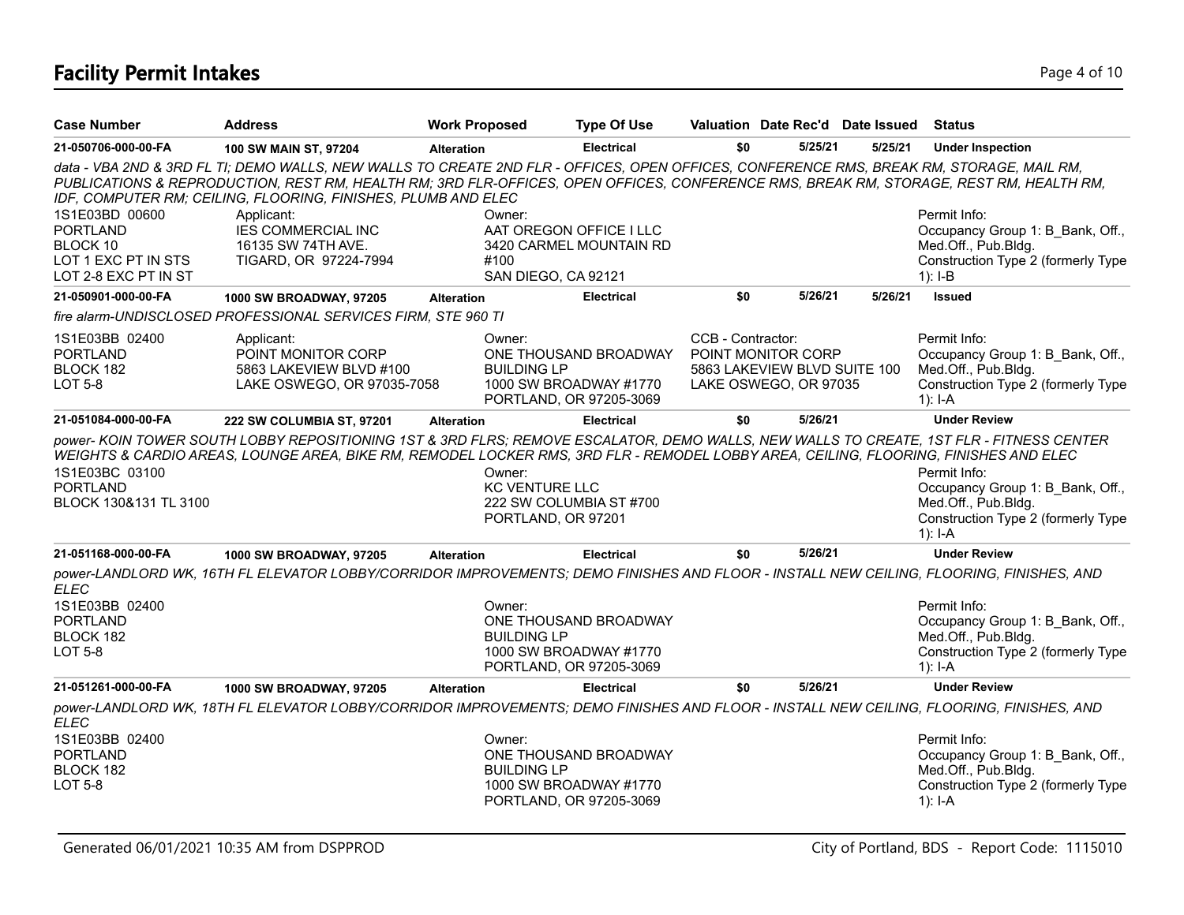# Facility Permit Intakes

| Case Number | Address | Work Proposed | Type Of Use | Valuation | Date Rec'd | Date Issued | Status |
|---|---|---|---|---|---|---|---|
| 21-050706-000-00-FA | 100 SW MAIN ST, 97204 | Alteration | Electrical | $0 | 5/25/21 | 5/25/21 | Under Inspection |

*data - VBA 2ND & 3RD FL TI; DEMO WALLS, NEW WALLS TO CREATE 2ND FLR - OFFICES, OPEN OFFICES, CONFERENCE RMS, BREAK RM, STORAGE, MAIL RM, PUBLICATIONS & REPRODUCTION, REST RM, HEALTH RM; 3RD FLR-OFFICES, OPEN OFFICES, CONFERENCE RMS, BREAK RM, STORAGE, REST RM, HEALTH RM, IDF, COMPUTER RM; CEILING, FLOORING, FINISHES, PLUMB AND ELEC*

1S1E03BD 00600
PORTLAND
BLOCK 10
LOT 1 EXC PT IN STS
LOT 2-8 EXC PT IN ST

Applicant:
IES COMMERCIAL INC
16135 SW 74TH AVE.
TIGARD, OR 97224-7994

Owner:
AAT OREGON OFFICE I LLC
3420 CARMEL MOUNTAIN RD
#100
SAN DIEGO, CA 92121

Permit Info:
Occupancy Group 1: B_Bank, Off., Med.Off., Pub.Bldg.
Construction Type 2 (formerly Type 1): I-B

| Case Number | Address | Work Proposed | Type Of Use | Valuation | Date Rec'd | Date Issued | Status |
|---|---|---|---|---|---|---|---|
| 21-050901-000-00-FA | 1000 SW BROADWAY, 97205 | Alteration | Electrical | $0 | 5/26/21 | 5/26/21 | Issued |

*fire alarm-UNDISCLOSED PROFESSIONAL SERVICES FIRM, STE 960 TI*

1S1E03BB 02400
PORTLAND
BLOCK 182
LOT 5-8

Applicant:
POINT MONITOR CORP
5863 LAKEVIEW BLVD #100
LAKE OSWEGO, OR 97035-7058

Owner:
ONE THOUSAND BROADWAY BUILDING LP
1000 SW BROADWAY #1770
PORTLAND, OR 97205-3069

CCB - Contractor:
POINT MONITOR CORP
5863 LAKEVIEW BLVD SUITE 100
LAKE OSWEGO, OR 97035

Permit Info:
Occupancy Group 1: B_Bank, Off., Med.Off., Pub.Bldg.
Construction Type 2 (formerly Type 1): I-A

| Case Number | Address | Work Proposed | Type Of Use | Valuation | Date Rec'd | Date Issued | Status |
|---|---|---|---|---|---|---|---|
| 21-051084-000-00-FA | 222 SW COLUMBIA ST, 97201 | Alteration | Electrical | $0 | 5/26/21 | | Under Review |

*power- KOIN TOWER SOUTH LOBBY REPOSITIONING 1ST & 3RD FLRS; REMOVE ESCALATOR, DEMO WALLS, NEW WALLS TO CREATE, 1ST FLR - FITNESS CENTER WEIGHTS & CARDIO AREAS, LOUNGE AREA, BIKE RM, REMODEL LOCKER RMS, 3RD FLR - REMODEL LOBBY AREA, CEILING, FLOORING, FINISHES AND ELEC*

1S1E03BC 03100
PORTLAND
BLOCK 130&131 TL 3100

Owner:
KC VENTURE LLC
222 SW COLUMBIA ST #700
PORTLAND, OR 97201

Permit Info:
Occupancy Group 1: B_Bank, Off., Med.Off., Pub.Bldg.
Construction Type 2 (formerly Type 1): I-A

| Case Number | Address | Work Proposed | Type Of Use | Valuation | Date Rec'd | Date Issued | Status |
|---|---|---|---|---|---|---|---|
| 21-051168-000-00-FA | 1000 SW BROADWAY, 97205 | Alteration | Electrical | $0 | 5/26/21 | | Under Review |

*power-LANDLORD WK, 16TH FL ELEVATOR LOBBY/CORRIDOR IMPROVEMENTS; DEMO FINISHES AND FLOOR - INSTALL NEW CEILING, FLOORING, FINISHES, AND ELEC*

1S1E03BB 02400
PORTLAND
BLOCK 182
LOT 5-8

Owner:
ONE THOUSAND BROADWAY BUILDING LP
1000 SW BROADWAY #1770
PORTLAND, OR 97205-3069

Permit Info:
Occupancy Group 1: B_Bank, Off., Med.Off., Pub.Bldg.
Construction Type 2 (formerly Type 1): I-A

| Case Number | Address | Work Proposed | Type Of Use | Valuation | Date Rec'd | Date Issued | Status |
|---|---|---|---|---|---|---|---|
| 21-051261-000-00-FA | 1000 SW BROADWAY, 97205 | Alteration | Electrical | $0 | 5/26/21 | | Under Review |

*power-LANDLORD WK, 18TH FL ELEVATOR LOBBY/CORRIDOR IMPROVEMENTS; DEMO FINISHES AND FLOOR - INSTALL NEW CEILING, FLOORING, FINISHES, AND ELEC*

1S1E03BB 02400
PORTLAND
BLOCK 182
LOT 5-8

Owner:
ONE THOUSAND BROADWAY BUILDING LP
1000 SW BROADWAY #1770
PORTLAND, OR 97205-3069

Permit Info:
Occupancy Group 1: B_Bank, Off., Med.Off., Pub.Bldg.
Construction Type 2 (formerly Type 1): I-A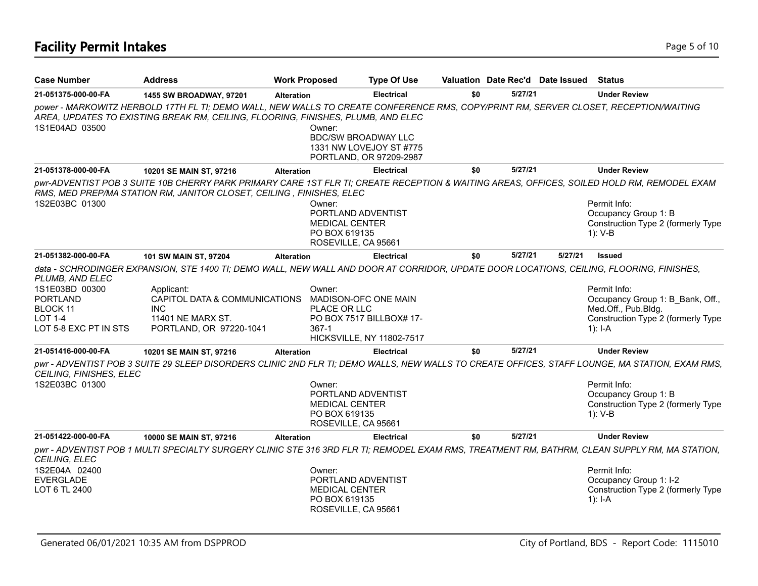# Facility Permit Intakes

| Case Number | Address | Work Proposed | Type Of Use | Valuation | Date Rec'd | Date Issued | Status |
|---|---|---|---|---|---|---|---|
| **21-051375-000-00-FA** | **1455 SW BROADWAY, 97201** | **Alteration** | **Electrical** | **$0** | **5/27/21** | | **Under Review** |

*power - MARKOWITZ HERBOLD 17TH FL TI; DEMO WALL, NEW WALLS TO CREATE CONFERENCE RMS, COPY/PRINT RM, SERVER CLOSET, RECEPTION/WAITING AREA, UPDATES TO EXISTING BREAK RM, CEILING, FLOORING, FINISHES, PLUMB, AND ELEC*

1S1E04AD 03500

Owner:
BDC/SW BROADWAY LLC
1331 NW LOVEJOY ST #775
PORTLAND, OR 97209-2987

| Case Number | Address | Work Proposed | Type Of Use | Valuation | Date Rec'd | Date Issued | Status |
|---|---|---|---|---|---|---|---|
| **21-051378-000-00-FA** | **10201 SE MAIN ST, 97216** | **Alteration** | **Electrical** | **$0** | **5/27/21** | | **Under Review** |

*pwr-ADVENTIST POB 3 SUITE 10B CHERRY PARK PRIMARY CARE 1ST FLR TI; CREATE RECEPTION & WAITING AREAS, OFFICES, SOILED HOLD RM, REMODEL EXAM RMS, MED PREP/MA STATION RM, JANITOR CLOSET, CEILING , FINISHES, ELEC*

1S2E03BC 01300

Owner:
PORTLAND ADVENTIST
MEDICAL CENTER
PO BOX 619135
ROSEVILLE, CA 95661

Permit Info:
Occupancy Group 1: B
Construction Type 2 (formerly Type 1): V-B

| Case Number | Address | Work Proposed | Type Of Use | Valuation | Date Rec'd | Date Issued | Status |
|---|---|---|---|---|---|---|---|
| **21-051382-000-00-FA** | **101 SW MAIN ST, 97204** | **Alteration** | **Electrical** | **$0** | **5/27/21** | **5/27/21** | **Issued** |

*data - SCHRODINGER EXPANSION, STE 1400 TI; DEMO WALL, NEW WALL AND DOOR AT CORRIDOR, UPDATE DOOR LOCATIONS, CEILING, FLOORING, FINISHES, PLUMB, AND ELEC*

1S1E03BD 00300
PORTLAND
BLOCK 11
LOT 1-4
LOT 5-8 EXC PT IN STS

Applicant:
CAPITOL DATA & COMMUNICATIONS INC
11401 NE MARX ST.
PORTLAND, OR 97220-1041

Owner:
MADISON-OFC ONE MAIN PLACE OR LLC
PO BOX 7517 BILLBOX# 17-367-1
HICKSVILLE, NY 11802-7517

Permit Info:
Occupancy Group 1: B_Bank, Off., Med.Off., Pub.Bldg.
Construction Type 2 (formerly Type 1): I-A

| Case Number | Address | Work Proposed | Type Of Use | Valuation | Date Rec'd | Date Issued | Status |
|---|---|---|---|---|---|---|---|
| **21-051416-000-00-FA** | **10201 SE MAIN ST, 97216** | **Alteration** | **Electrical** | **$0** | **5/27/21** | | **Under Review** |

*pwr - ADVENTIST POB 3 SUITE 29 SLEEP DISORDERS CLINIC 2ND FLR TI; DEMO WALLS, NEW WALLS TO CREATE OFFICES, STAFF LOUNGE, MA STATION, EXAM RMS, CEILING, FINISHES, ELEC*

1S2E03BC 01300

Owner:
PORTLAND ADVENTIST
MEDICAL CENTER
PO BOX 619135
ROSEVILLE, CA 95661

Permit Info:
Occupancy Group 1: B
Construction Type 2 (formerly Type 1): V-B

| Case Number | Address | Work Proposed | Type Of Use | Valuation | Date Rec'd | Date Issued | Status |
|---|---|---|---|---|---|---|---|
| **21-051422-000-00-FA** | **10000 SE MAIN ST, 97216** | **Alteration** | **Electrical** | **$0** | **5/27/21** | | **Under Review** |

*pwr - ADVENTIST POB 1 MULTI SPECIALTY SURGERY CLINIC STE 316 3RD FLR TI; REMODEL EXAM RMS, TREATMENT RM, BATHRM, CLEAN SUPPLY RM, MA STATION, CEILING, ELEC*

1S2E04A 02400
EVERGLADE
LOT 6 TL 2400

Owner:
PORTLAND ADVENTIST
MEDICAL CENTER
PO BOX 619135
ROSEVILLE, CA 95661

Permit Info:
Occupancy Group 1: I-2
Construction Type 2 (formerly Type 1): I-A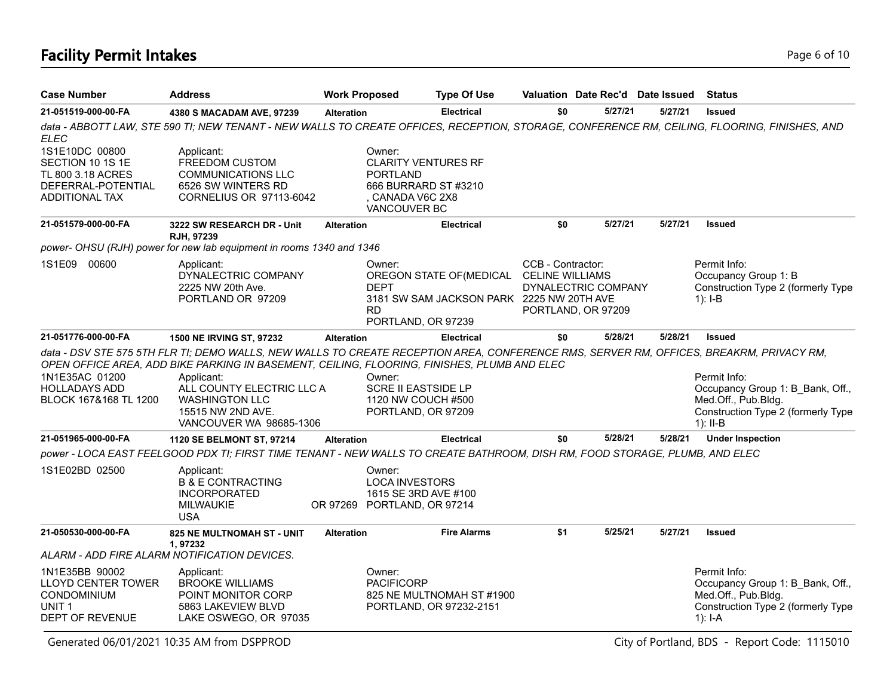# Facility Permit Intakes

| Case Number | Address | Work Proposed | Type Of Use | Valuation | Date Rec'd | Date Issued | Status |
|---|---|---|---|---|---|---|---|
| 21-051519-000-00-FA | 4380 S MACADAM AVE, 97239 | Alteration | Electrical | $0 | 5/27/21 | 5/27/21 | Issued |

*data - ABBOTT LAW, STE 590 TI; NEW TENANT - NEW WALLS TO CREATE OFFICES, RECEPTION, STORAGE, CONFERENCE RM, CEILING, FLOORING, FINISHES, AND ELEC*

1S1E10DC 00800
SECTION 10 1S 1E
TL 800 3.18 ACRES
DEFERRAL-POTENTIAL ADDITIONAL TAX

Applicant:
FREEDOM CUSTOM COMMUNICATIONS LLC
6526 SW WINTERS RD
CORNELIUS OR 97113-6042

Owner:
CLARITY VENTURES RF PORTLAND
666 BURRARD ST #3210
, CANADA V6C 2X8
VANCOUVER BC

| Case Number | Address | Work Proposed | Type Of Use | Valuation | Date Rec'd | Date Issued | Status |
|---|---|---|---|---|---|---|---|
| 21-051579-000-00-FA | 3222 SW RESEARCH DR - Unit RJH, 97239 | Alteration | Electrical | $0 | 5/27/21 | 5/27/21 | Issued |

*power- OHSU (RJH) power for new lab equipment in rooms 1340 and 1346*

1S1E09 00600

Applicant:
DYNALECTRIC COMPANY
2225 NW 20th Ave.
PORTLAND OR 97209

Owner:
OREGON STATE OF(MEDICAL DEPT
3181 SW SAM JACKSON PARK RD
PORTLAND, OR 97239

CCB - Contractor:
CELINE WILLIAMS
DYNALECTRIC COMPANY
2225 NW 20TH AVE
PORTLAND, OR 97209

Permit Info:
Occupancy Group 1: B
Construction Type 2 (formerly Type 1): I-B

| Case Number | Address | Work Proposed | Type Of Use | Valuation | Date Rec'd | Date Issued | Status |
|---|---|---|---|---|---|---|---|
| 21-051776-000-00-FA | 1500 NE IRVING ST, 97232 | Alteration | Electrical | $0 | 5/28/21 | 5/28/21 | Issued |

*data - DSV STE 575 5TH FLR TI; DEMO WALLS, NEW WALLS TO CREATE RECEPTION AREA, CONFERENCE RMS, SERVER RM, OFFICES, BREAKRM, PRIVACY RM, OPEN OFFICE AREA, ADD BIKE PARKING IN BASEMENT, CEILING, FLOORING, FINISHES, PLUMB AND ELEC*

1N1E35AC 01200
HOLLADAYS ADD
BLOCK 167&168 TL 1200

Applicant:
ALL COUNTY ELECTRIC LLC A WASHINGTON LLC
15515 NW 2ND AVE.
VANCOUVER WA 98685-1306

Owner:
SCRE II EASTSIDE LP
1120 NW COUCH #500
PORTLAND, OR 97209

Permit Info:
Occupancy Group 1: B_Bank, Off., Med.Off., Pub.Bldg.
Construction Type 2 (formerly Type 1): II-B

| Case Number | Address | Work Proposed | Type Of Use | Valuation | Date Rec'd | Date Issued | Status |
|---|---|---|---|---|---|---|---|
| 21-051965-000-00-FA | 1120 SE BELMONT ST, 97214 | Alteration | Electrical | $0 | 5/28/21 | 5/28/21 | Under Inspection |

*power - LOCA EAST FEELGOOD PDX TI; FIRST TIME TENANT - NEW WALLS TO CREATE BATHROOM, DISH RM, FOOD STORAGE, PLUMB, AND ELEC*

1S1E02BD 02500

Applicant:
B & E CONTRACTING INCORPORATED
MILWAUKIE OR 97269
USA

Owner:
LOCA INVESTORS
1615 SE 3RD AVE #100
PORTLAND, OR 97214

| Case Number | Address | Work Proposed | Type Of Use | Valuation | Date Rec'd | Date Issued | Status |
|---|---|---|---|---|---|---|---|
| 21-050530-000-00-FA | 825 NE MULTNOMAH ST - UNIT 1, 97232 | Alteration | Fire Alarms | $1 | 5/25/21 | 5/27/21 | Issued |

*ALARM - ADD FIRE ALARM NOTIFICATION DEVICES.*

1N1E35BB 90002
LLOYD CENTER TOWER CONDOMINIUM
UNIT 1
DEPT OF REVENUE

Applicant:
BROOKE WILLIAMS
POINT MONITOR CORP
5863 LAKEVIEW BLVD
LAKE OSWEGO, OR 97035

Owner:
PACIFICORP
825 NE MULTNOMAH ST #1900
PORTLAND, OR 97232-2151

Permit Info:
Occupancy Group 1: B_Bank, Off., Med.Off., Pub.Bldg.
Construction Type 2 (formerly Type 1): I-A

Generated 06/01/2021 10:35 AM from DSPPROD — City of Portland, BDS - Report Code: 1115010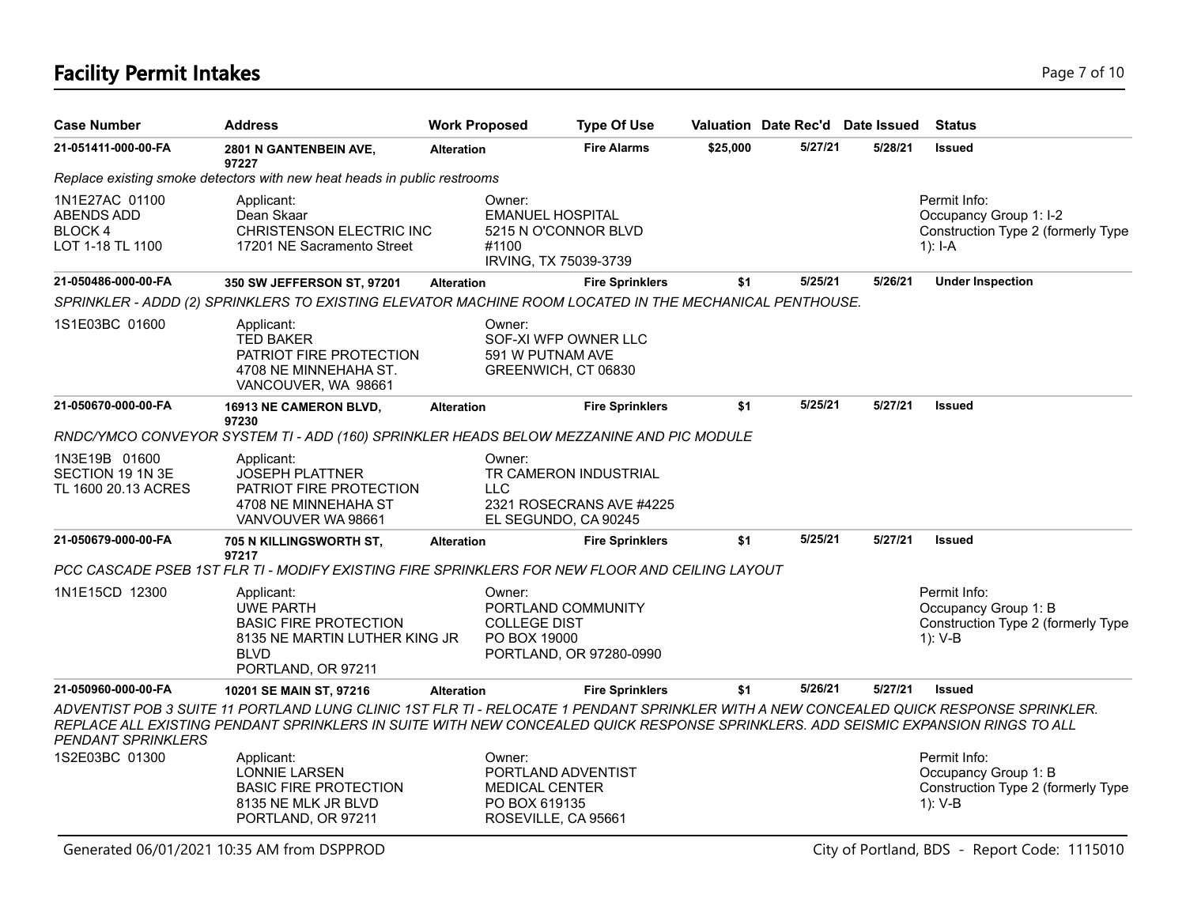# Facility Permit Intakes

| Case Number | Address | Work Proposed | Type Of Use | Valuation | Date Rec'd | Date Issued | Status |
|---|---|---|---|---|---|---|---|
| **21-051411-000-00-FA** | **2801 N GANTENBEIN AVE, 97227** | **Alteration** | **Fire Alarms** | **$25,000** | **5/27/21** | **5/28/21** | **Issued** |

*Replace existing smoke detectors with new heat heads in public restrooms*

1N1E27AC 01100
ABENDS ADD
BLOCK 4
LOT 1-18 TL 1100

Applicant:
Dean Skaar
CHRISTENSON ELECTRIC INC
17201 NE Sacramento Street

Owner:
EMANUEL HOSPITAL
5215 N O'CONNOR BLVD
#1100
IRVING, TX 75039-3739

Permit Info:
Occupancy Group 1: I-2
Construction Type 2 (formerly Type 1): I-A

| Case Number | Address | Work Proposed | Type Of Use | Valuation | Date Rec'd | Date Issued | Status |
|---|---|---|---|---|---|---|---|
| **21-050486-000-00-FA** | **350 SW JEFFERSON ST, 97201** | **Alteration** | **Fire Sprinklers** | **$1** | **5/25/21** | **5/26/21** | **Under Inspection** |

*SPRINKLER - ADDD (2) SPRINKLERS TO EXISTING ELEVATOR MACHINE ROOM LOCATED IN THE MECHANICAL PENTHOUSE.*

1S1E03BC 01600

Applicant:
TED BAKER
PATRIOT FIRE PROTECTION
4708 NE MINNEHAHA ST.
VANCOUVER, WA 98661

Owner:
SOF-XI WFP OWNER LLC
591 W PUTNAM AVE
GREENWICH, CT 06830

| Case Number | Address | Work Proposed | Type Of Use | Valuation | Date Rec'd | Date Issued | Status |
|---|---|---|---|---|---|---|---|
| **21-050670-000-00-FA** | **16913 NE CAMERON BLVD, 97230** | **Alteration** | **Fire Sprinklers** | **$1** | **5/25/21** | **5/27/21** | **Issued** |

*RNDC/YMCO CONVEYOR SYSTEM TI - ADD (160) SPRINKLER HEADS BELOW MEZZANINE AND PIC MODULE*

1N3E19B 01600
SECTION 19 1N 3E
TL 1600 20.13 ACRES

Applicant:
JOSEPH PLATTNER
PATRIOT FIRE PROTECTION
4708 NE MINNEHAHA ST
VANVOUVER WA 98661

Owner:
TR CAMERON INDUSTRIAL LLC
2321 ROSECRANS AVE #4225
EL SEGUNDO, CA 90245

| Case Number | Address | Work Proposed | Type Of Use | Valuation | Date Rec'd | Date Issued | Status |
|---|---|---|---|---|---|---|---|
| **21-050679-000-00-FA** | **705 N KILLINGSWORTH ST, 97217** | **Alteration** | **Fire Sprinklers** | **$1** | **5/25/21** | **5/27/21** | **Issued** |

*PCC CASCADE PSEB 1ST FLR TI - MODIFY EXISTING FIRE SPRINKLERS FOR NEW FLOOR AND CEILING LAYOUT*

1N1E15CD 12300

Applicant:
UWE PARTH
BASIC FIRE PROTECTION
8135 NE MARTIN LUTHER KING JR BLVD
PORTLAND, OR 97211

Owner:
PORTLAND COMMUNITY COLLEGE DIST
PO BOX 19000
PORTLAND, OR 97280-0990

Permit Info:
Occupancy Group 1: B
Construction Type 2 (formerly Type 1): V-B

| Case Number | Address | Work Proposed | Type Of Use | Valuation | Date Rec'd | Date Issued | Status |
|---|---|---|---|---|---|---|---|
| **21-050960-000-00-FA** | **10201 SE MAIN ST, 97216** | **Alteration** | **Fire Sprinklers** | **$1** | **5/26/21** | **5/27/21** | **Issued** |

*ADVENTIST POB 3 SUITE 11 PORTLAND LUNG CLINIC 1ST FLR TI - RELOCATE 1 PENDANT SPRINKLER WITH A NEW CONCEALED QUICK RESPONSE SPRINKLER. REPLACE ALL EXISTING PENDANT SPRINKLERS IN SUITE WITH NEW CONCEALED QUICK RESPONSE SPRINKLERS. ADD SEISMIC EXPANSION RINGS TO ALL PENDANT SPRINKLERS*

1S2E03BC 01300

Applicant:
LONNIE LARSEN
BASIC FIRE PROTECTION
8135 NE MLK JR BLVD
PORTLAND, OR 97211

Owner:
PORTLAND ADVENTIST MEDICAL CENTER
PO BOX 619135
ROSEVILLE, CA 95661

Permit Info:
Occupancy Group 1: B
Construction Type 2 (formerly Type 1): V-B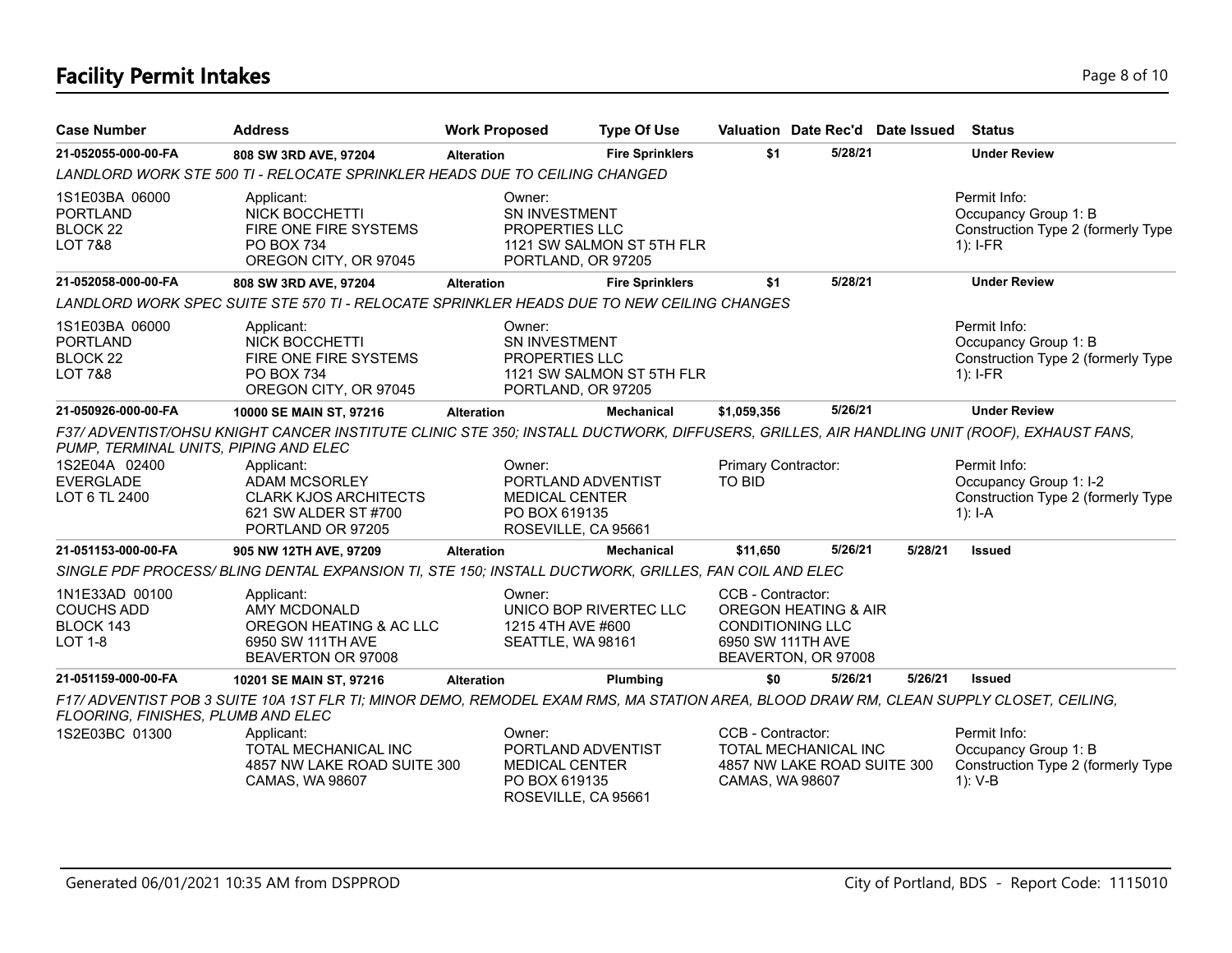# Facility Permit Intakes

| Case Number | Address | Work Proposed | Type Of Use | Valuation | Date Rec'd | Date Issued | Status |
|---|---|---|---|---|---|---|---|
| **21-052055-000-00-FA** | **808 SW 3RD AVE, 97204** | **Alteration** | **Fire Sprinklers** | **$1** | **5/28/21** | | **Under Review** |

*LANDLORD WORK STE 500 TI - RELOCATE SPRINKLER HEADS DUE TO CEILING CHANGED*

1S1E03BA 06000
PORTLAND
BLOCK 22
LOT 7&8

Applicant:
NICK BOCCHETTI
FIRE ONE FIRE SYSTEMS
PO BOX 734
OREGON CITY, OR 97045

Owner:
SN INVESTMENT
PROPERTIES LLC
1121 SW SALMON ST 5TH FLR
PORTLAND, OR 97205

Permit Info:
Occupancy Group 1: B
Construction Type 2 (formerly Type 1): I-FR

| Case Number | Address | Work Proposed | Type Of Use | Valuation | Date Rec'd | Date Issued | Status |
|---|---|---|---|---|---|---|---|
| **21-052058-000-00-FA** | **808 SW 3RD AVE, 97204** | **Alteration** | **Fire Sprinklers** | **$1** | **5/28/21** | | **Under Review** |

*LANDLORD WORK SPEC SUITE STE 570 TI - RELOCATE SPRINKLER HEADS DUE TO NEW CEILING CHANGES*

1S1E03BA 06000
PORTLAND
BLOCK 22
LOT 7&8

Applicant:
NICK BOCCHETTI
FIRE ONE FIRE SYSTEMS
PO BOX 734
OREGON CITY, OR 97045

Owner:
SN INVESTMENT
PROPERTIES LLC
1121 SW SALMON ST 5TH FLR
PORTLAND, OR 97205

Permit Info:
Occupancy Group 1: B
Construction Type 2 (formerly Type 1): I-FR

| Case Number | Address | Work Proposed | Type Of Use | Valuation | Date Rec'd | Date Issued | Status |
|---|---|---|---|---|---|---|---|
| **21-050926-000-00-FA** | **10000 SE MAIN ST, 97216** | **Alteration** | **Mechanical** | **$1,059,356** | **5/26/21** | | **Under Review** |

*F37/ ADVENTIST/OHSU KNIGHT CANCER INSTITUTE CLINIC STE 350; INSTALL DUCTWORK, DIFFUSERS, GRILLES, AIR HANDLING UNIT (ROOF), EXHAUST FANS, PUMP, TERMINAL UNITS, PIPING AND ELEC*

1S2E04A 02400
EVERGLADE
LOT 6 TL 2400

Applicant:
ADAM MCSORLEY
CLARK KJOS ARCHITECTS
621 SW ALDER ST #700
PORTLAND OR 97205

Owner:
PORTLAND ADVENTIST
MEDICAL CENTER
PO BOX 619135
ROSEVILLE, CA 95661

Primary Contractor:
TO BID

Permit Info:
Occupancy Group 1: I-2
Construction Type 2 (formerly Type 1): I-A

| Case Number | Address | Work Proposed | Type Of Use | Valuation | Date Rec'd | Date Issued | Status |
|---|---|---|---|---|---|---|---|
| **21-051153-000-00-FA** | **905 NW 12TH AVE, 97209** | **Alteration** | **Mechanical** | **$11,650** | **5/26/21** | **5/28/21** | **Issued** |

*SINGLE PDF PROCESS/ BLING DENTAL EXPANSION TI, STE 150; INSTALL DUCTWORK, GRILLES, FAN COIL AND ELEC*

1N1E33AD 00100
COUCHS ADD
BLOCK 143
LOT 1-8

Applicant:
AMY MCDONALD
OREGON HEATING & AC LLC
6950 SW 111TH AVE
BEAVERTON OR 97008

Owner:
UNICO BOP RIVERTEC LLC
1215 4TH AVE #600
SEATTLE, WA 98161

CCB - Contractor:
OREGON HEATING & AIR
CONDITIONING LLC
6950 SW 111TH AVE
BEAVERTON, OR 97008

| Case Number | Address | Work Proposed | Type Of Use | Valuation | Date Rec'd | Date Issued | Status |
|---|---|---|---|---|---|---|---|
| **21-051159-000-00-FA** | **10201 SE MAIN ST, 97216** | **Alteration** | **Plumbing** | **$0** | **5/26/21** | **5/26/21** | **Issued** |

*F17/ ADVENTIST POB 3 SUITE 10A 1ST FLR TI; MINOR DEMO, REMODEL EXAM RMS, MA STATION AREA, BLOOD DRAW RM, CLEAN SUPPLY CLOSET, CEILING, FLOORING, FINISHES, PLUMB AND ELEC*

1S2E03BC 01300

Applicant:
TOTAL MECHANICAL INC
4857 NW LAKE ROAD SUITE 300
CAMAS, WA 98607

Owner:
PORTLAND ADVENTIST
MEDICAL CENTER
PO BOX 619135
ROSEVILLE, CA 95661

CCB - Contractor:
TOTAL MECHANICAL INC
4857 NW LAKE ROAD SUITE 300
CAMAS, WA 98607

Permit Info:
Occupancy Group 1: B
Construction Type 2 (formerly Type 1): V-B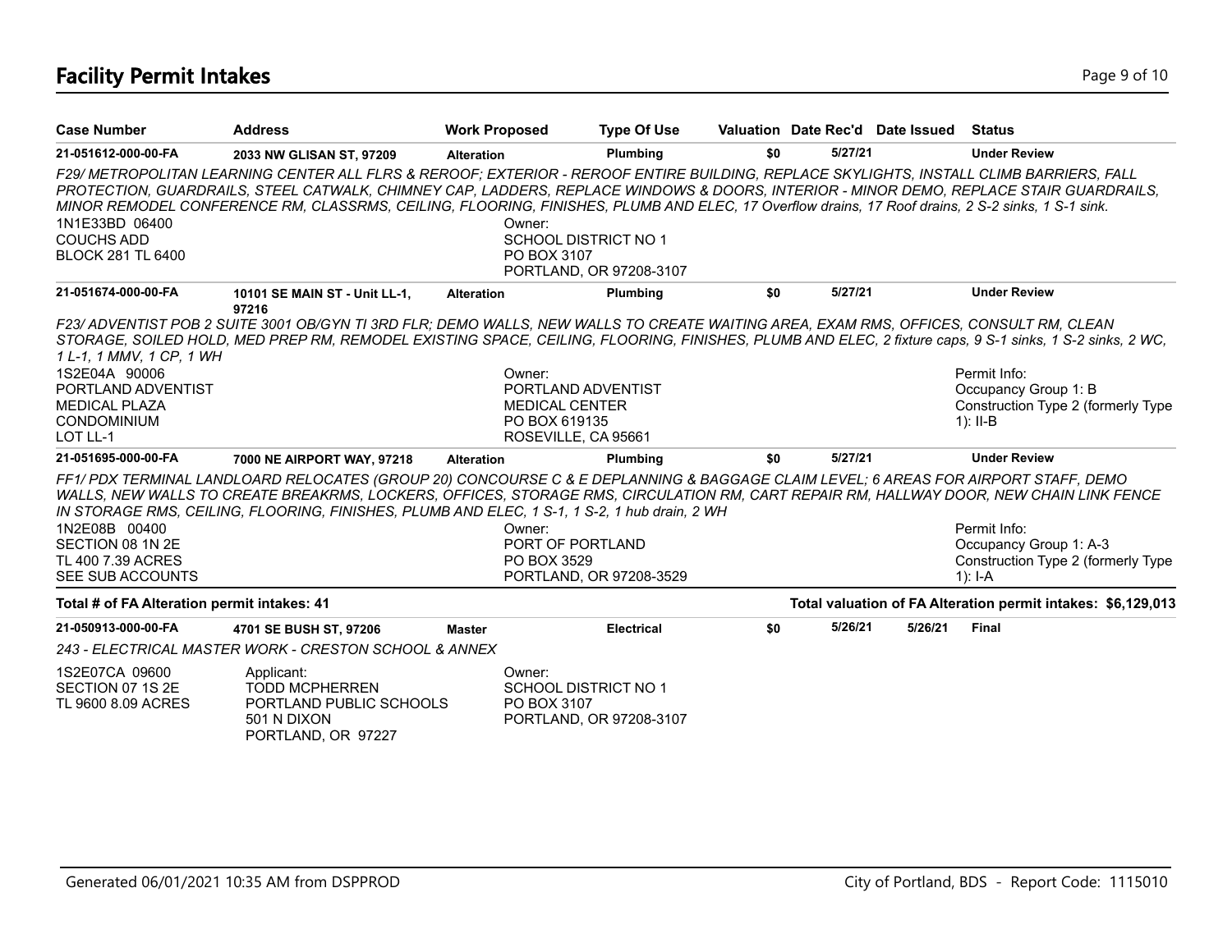## Facility Permit Intakes

| Case Number | Address | Work Proposed | Type Of Use | Valuation | Date Rec'd | Date Issued | Status |
|---|---|---|---|---|---|---|---|
| 21-051612-000-00-FA | 2033 NW GLISAN ST, 97209 | Alteration | Plumbing | $0 | 5/27/21 | | Under Review |

*F29/ METROPOLITAN LEARNING CENTER ALL FLRS & REROOF; EXTERIOR - REROOF ENTIRE BUILDING, REPLACE SKYLIGHTS, INSTALL CLIMB BARRIERS, FALL PROTECTION, GUARDRAILS, STEEL CATWALK, CHIMNEY CAP, LADDERS, REPLACE WINDOWS & DOORS, INTERIOR - MINOR DEMO, REPLACE STAIR GUARDRAILS, MINOR REMODEL CONFERENCE RM, CLASSRMS, CEILING, FLOORING, FINISHES, PLUMB AND ELEC, 17 Overflow drains, 17 Roof drains, 2 S-2 sinks, 1 S-1 sink.*

1N1E33BD 06400
COUCHS ADD
BLOCK 281 TL 6400

Owner:
SCHOOL DISTRICT NO 1
PO BOX 3107
PORTLAND, OR 97208-3107

| Case Number | Address | Work Proposed | Type Of Use | Valuation | Date Rec'd | Date Issued | Status |
|---|---|---|---|---|---|---|---|
| 21-051674-000-00-FA | 10101 SE MAIN ST - Unit LL-1, 97216 | Alteration | Plumbing | $0 | 5/27/21 | | Under Review |

*F23/ ADVENTIST POB 2 SUITE 3001 OB/GYN TI 3RD FLR; DEMO WALLS, NEW WALLS TO CREATE WAITING AREA, EXAM RMS, OFFICES, CONSULT RM, CLEAN STORAGE, SOILED HOLD, MED PREP RM, REMODEL EXISTING SPACE, CEILING, FLOORING, FINISHES, PLUMB AND ELEC, 2 fixture caps, 9 S-1 sinks, 1 S-2 sinks, 2 WC, 1 L-1, 1 MMV, 1 CP, 1 WH*

1S2E04A 90006
PORTLAND ADVENTIST
MEDICAL PLAZA
CONDOMINIUM
LOT LL-1

Owner:
PORTLAND ADVENTIST
MEDICAL CENTER
PO BOX 619135
ROSEVILLE, CA 95661

Permit Info:
Occupancy Group 1: B
Construction Type 2 (formerly Type 1): II-B

| Case Number | Address | Work Proposed | Type Of Use | Valuation | Date Rec'd | Date Issued | Status |
|---|---|---|---|---|---|---|---|
| 21-051695-000-00-FA | 7000 NE AIRPORT WAY, 97218 | Alteration | Plumbing | $0 | 5/27/21 | | Under Review |

*FF1/ PDX TERMINAL LANDLOARD RELOCATES (GROUP 20) CONCOURSE C & E DEPLANNING & BAGGAGE CLAIM LEVEL; 6 AREAS FOR AIRPORT STAFF, DEMO WALLS, NEW WALLS TO CREATE BREAKRMS, LOCKERS, OFFICES, STORAGE RMS, CIRCULATION RM, CART REPAIR RM, HALLWAY DOOR, NEW CHAIN LINK FENCE IN STORAGE RMS, CEILING, FLOORING, FINISHES, PLUMB AND ELEC, 1 S-1, 1 S-2, 1 hub drain, 2 WH*

1N2E08B 00400
SECTION 08 1N 2E
TL 400 7.39 ACRES
SEE SUB ACCOUNTS

Owner:
PORT OF PORTLAND
PO BOX 3529
PORTLAND, OR 97208-3529

Permit Info:
Occupancy Group 1: A-3
Construction Type 2 (formerly Type 1): I-A

**Total # of FA Alteration permit intakes: 41**

**Total valuation of FA Alteration permit intakes: $6,129,013**

| Case Number | Address | Work Proposed | Type Of Use | Valuation | Date Rec'd | Date Issued | Status |
|---|---|---|---|---|---|---|---|
| 21-050913-000-00-FA | 4701 SE BUSH ST, 97206 | Master | Electrical | $0 | 5/26/21 | 5/26/21 | Final |

*243 - ELECTRICAL MASTER WORK - CRESTON SCHOOL & ANNEX*

1S2E07CA 09600
SECTION 07 1S 2E
TL 9600 8.09 ACRES

Applicant:
TODD MCPHERREN
PORTLAND PUBLIC SCHOOLS
501 N DIXON
PORTLAND, OR 97227

Owner:
SCHOOL DISTRICT NO 1
PO BOX 3107
PORTLAND, OR 97208-3107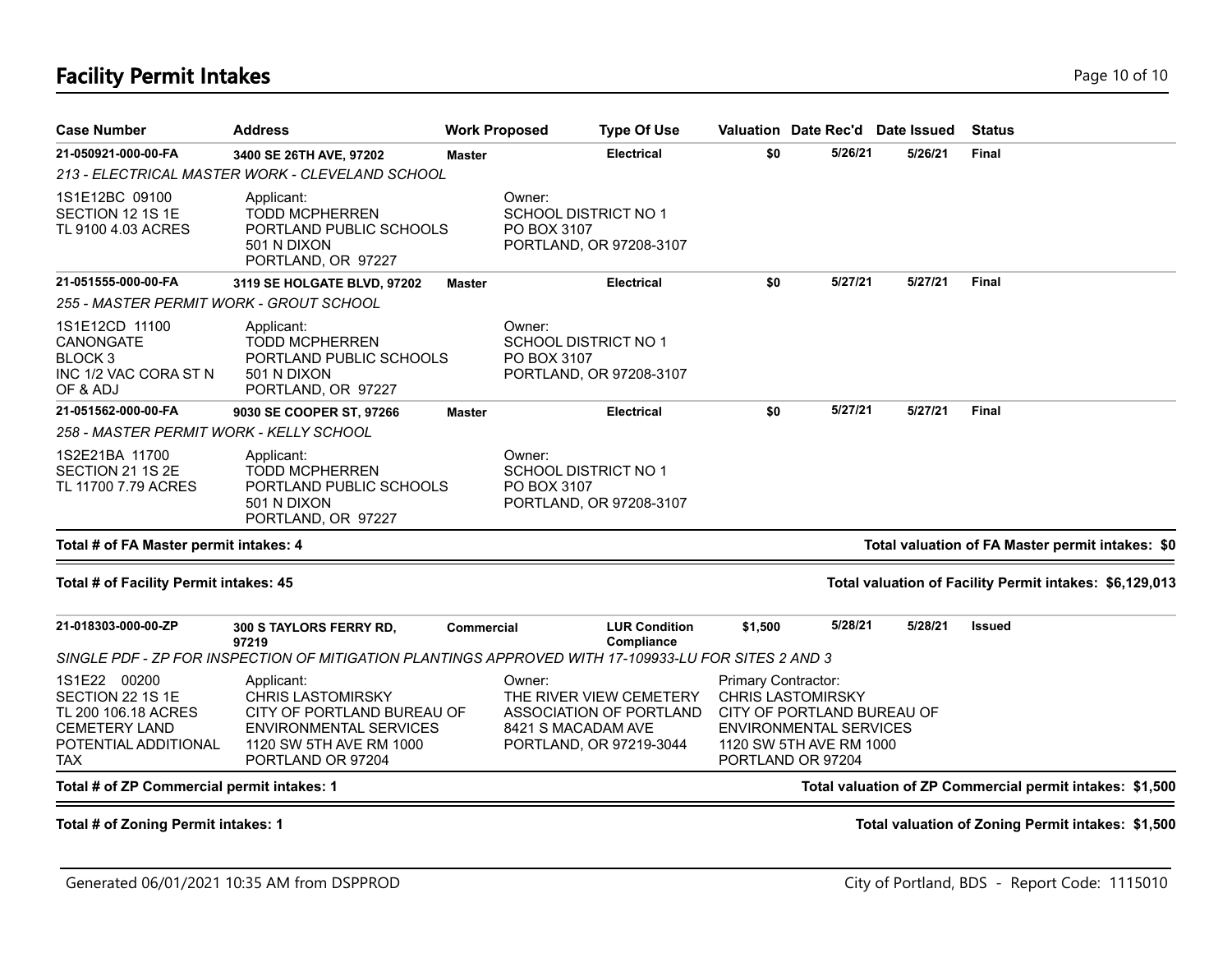# Facility Permit Intakes

| Case Number | Address | Work Proposed | Type Of Use | Valuation | Date Rec'd | Date Issued | Status |
|---|---|---|---|---|---|---|---|
| **21-050921-000-00-FA** | **3400 SE 26TH AVE, 97202** | **Master** | **Electrical** | **$0** | **5/26/21** | **5/26/21** | **Final** |
| *213 - ELECTRICAL MASTER WORK - CLEVELAND SCHOOL* | | | | | | | |
| 1S1E12BC 09100<br>SECTION 12 1S 1E<br>TL 9100 4.03 ACRES | Applicant:<br>TODD MCPHERREN<br>PORTLAND PUBLIC SCHOOLS<br>501 N DIXON<br>PORTLAND, OR 97227 | Owner:<br>SCHOOL DISTRICT NO 1<br>PO BOX 3107<br>PORTLAND, OR 97208-3107 | | | | | |
| **21-051555-000-00-FA** | **3119 SE HOLGATE BLVD, 97202** | **Master** | **Electrical** | **$0** | **5/27/21** | **5/27/21** | **Final** |
| *255 - MASTER PERMIT WORK - GROUT SCHOOL* | | | | | | | |
| 1S1E12CD 11100<br>CANONGATE<br>BLOCK 3<br>INC 1/2 VAC CORA ST N OF & ADJ | Applicant:<br>TODD MCPHERREN<br>PORTLAND PUBLIC SCHOOLS<br>501 N DIXON<br>PORTLAND, OR 97227 | Owner:<br>SCHOOL DISTRICT NO 1<br>PO BOX 3107<br>PORTLAND, OR 97208-3107 | | | | | |
| **21-051562-000-00-FA** | **9030 SE COOPER ST, 97266** | **Master** | **Electrical** | **$0** | **5/27/21** | **5/27/21** | **Final** |
| *258 - MASTER PERMIT WORK - KELLY SCHOOL* | | | | | | | |
| 1S2E21BA 11700<br>SECTION 21 1S 2E<br>TL 11700 7.79 ACRES | Applicant:<br>TODD MCPHERREN<br>PORTLAND PUBLIC SCHOOLS<br>501 N DIXON<br>PORTLAND, OR 97227 | Owner:<br>SCHOOL DISTRICT NO 1<br>PO BOX 3107<br>PORTLAND, OR 97208-3107 | | | | | |

**Total # of FA Master permit intakes: 4** — **Total valuation of FA Master permit intakes: $0**

**Total # of Facility Permit intakes: 45** — **Total valuation of Facility Permit intakes: $6,129,013**

| Case Number | Address | Work Proposed | Type Of Use | Valuation | Date Rec'd | Date Issued | Status |
|---|---|---|---|---|---|---|---|
| **21-018303-000-00-ZP** | **300 S TAYLORS FERRY RD, 97219** | **Commercial** | **LUR Condition Compliance** | **$1,500** | **5/28/21** | **5/28/21** | **Issued** |
| *SINGLE PDF - ZP FOR INSPECTION OF MITIGATION PLANTINGS APPROVED WITH 17-109933-LU FOR SITES 2 AND 3* | | | | | | | |
| 1S1E22 00200<br>SECTION 22 1S 1E<br>TL 200 106.18 ACRES<br>CEMETERY LAND<br>POTENTIAL ADDITIONAL TAX | Applicant:<br>CHRIS LASTOMIRSKY<br>CITY OF PORTLAND BUREAU OF ENVIRONMENTAL SERVICES<br>1120 SW 5TH AVE RM 1000<br>PORTLAND OR 97204 | Owner:<br>THE RIVER VIEW CEMETERY ASSOCIATION OF PORTLAND<br>8421 S MACADAM AVE<br>PORTLAND, OR 97219-3044 | | Primary Contractor:<br>CHRIS LASTOMIRSKY<br>CITY OF PORTLAND BUREAU OF ENVIRONMENTAL SERVICES<br>1120 SW 5TH AVE RM 1000<br>PORTLAND OR 97204 | | | |

**Total # of ZP Commercial permit intakes: 1** — **Total valuation of ZP Commercial permit intakes: $1,500**

**Total # of Zoning Permit intakes: 1** — **Total valuation of Zoning Permit intakes: $1,500**

Generated 06/01/2021 10:35 AM from DSPPROD — City of Portland, BDS - Report Code: 1115010